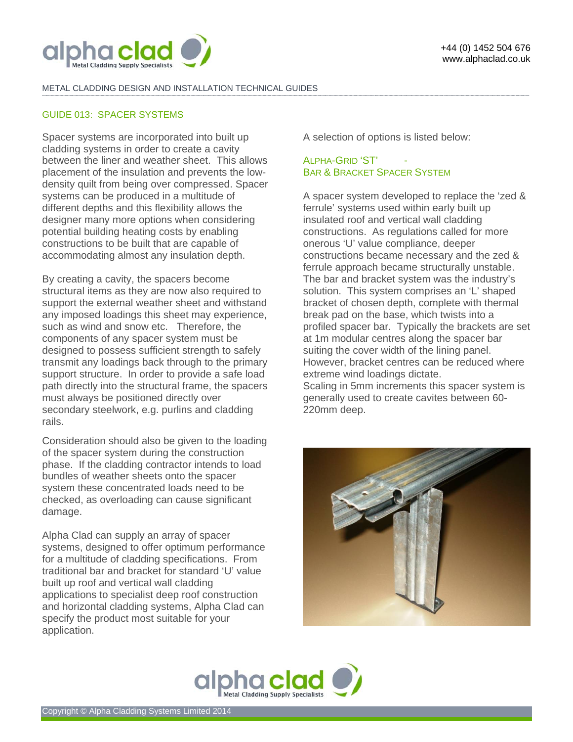METAL CLADDING DESIGN AND INSTALLATION TECHNICAL GUIDES

## GUIDE 013: SPACER SYSTEMS

Spacer systems are incorporated into built up cladding systems in order to create a cavity between the liner and weather sheet. This allows placement of the insulation and prevents the low-density quilt from being over compressed. Spacer systems can be produced in a multitude of different depths and this flexibility allows the designer many more options when considering potential building heating costs by enabling constructions to be built that are capable of accommodating almost any insulation depth.

By creating a cavity, the spacers become structural items as they are now also required to support the external weather sheet and withstand any imposed loadings this sheet may experience, such as wind and snow etc. Therefore, the components of any spacer system must be designed to possess sufficient strength to safely transmit any loadings back through to the primary support structure. In order to provide a safe load path directly into the structural frame, the spacers must always be positioned directly over secondary steelwork, e.g. purlins and cladding rails.

Consideration should also be given to the loading of the spacer system during the construction phase. If the cladding contractor intends to load bundles of weather sheets onto the spacer system these concentrated loads need to be checked, as overloading can cause significant damage.

Alpha Clad can supply an array of spacer systems, designed to offer optimum performance for a multitude of cladding specifications. From traditional bar and bracket for standard 'U' value built up roof and vertical wall cladding applications to specialist deep roof construction and horizontal cladding systems, Alpha Clad can specify the product most suitable for your application.

A selection of options is listed below:

### ALPHA-GRID 'ST' - BAR & BRACKET SPACER SYSTEM

A spacer system developed to replace the 'zed & ferrule' systems used within early built up insulated roof and vertical wall cladding constructions. As regulations called for more onerous 'U' value compliance, deeper constructions became necessary and the zed & ferrule approach became structurally unstable. The bar and bracket system was the industry's solution. This system comprises an 'L' shaped bracket of chosen depth, complete with thermal break pad on the base, which twists into a profiled spacer bar. Typically the brackets are set at 1m modular centres along the spacer bar suiting the cover width of the lining panel. However, bracket centres can be reduced where extreme wind loadings dictate.
Scaling in 5mm increments this spacer system is generally used to create cavites between 60-220mm deep.

Copyright © Alpha Cladding Systems Limited 2014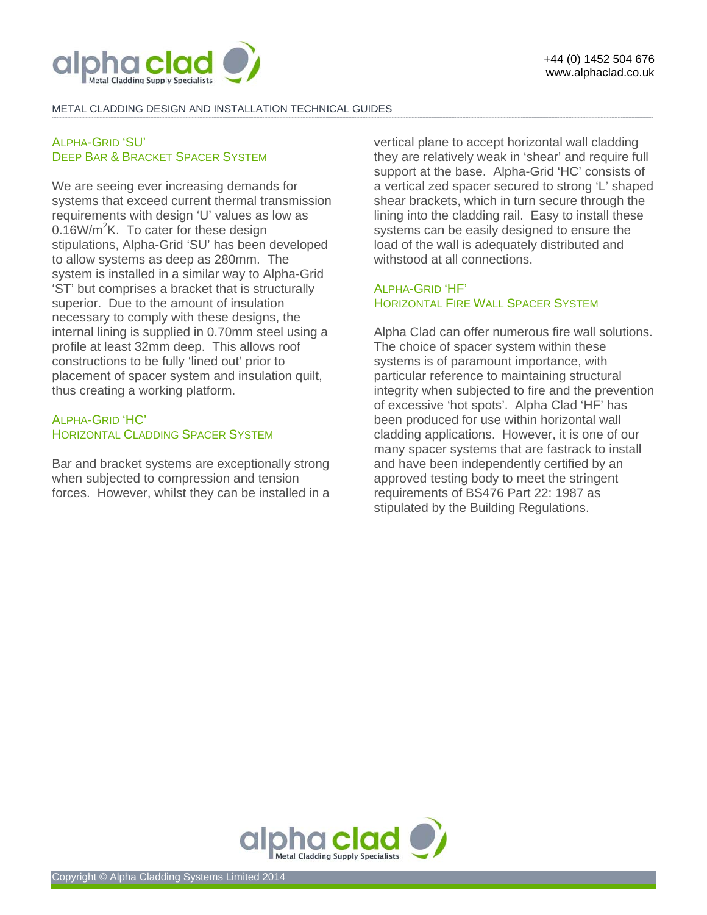METAL CLADDING DESIGN AND INSTALLATION TECHNICAL GUIDES

## ALPHA-GRID 'SU'
## DEEP BAR & BRACKET SPACER SYSTEM

We are seeing ever increasing demands for systems that exceed current thermal transmission requirements with design 'U' values as low as 0.16W/m$^2$K. To cater for these design stipulations, Alpha-Grid 'SU' has been developed to allow systems as deep as 280mm. The system is installed in a similar way to Alpha-Grid 'ST' but comprises a bracket that is structurally superior. Due to the amount of insulation necessary to comply with these designs, the internal lining is supplied in 0.70mm steel using a profile at least 32mm deep. This allows roof constructions to be fully 'lined out' prior to placement of spacer system and insulation quilt, thus creating a working platform.

## ALPHA-GRID 'HC'
## HORIZONTAL CLADDING SPACER SYSTEM

Bar and bracket systems are exceptionally strong when subjected to compression and tension forces. However, whilst they can be installed in a vertical plane to accept horizontal wall cladding they are relatively weak in 'shear' and require full support at the base. Alpha-Grid 'HC' consists of a vertical zed spacer secured to strong 'L' shaped shear brackets, which in turn secure through the lining into the cladding rail. Easy to install these systems can be easily designed to ensure the load of the wall is adequately distributed and withstood at all connections.

## ALPHA-GRID 'HF'
## HORIZONTAL FIRE WALL SPACER SYSTEM

Alpha Clad can offer numerous fire wall solutions. The choice of spacer system within these systems is of paramount importance, with particular reference to maintaining structural integrity when subjected to fire and the prevention of excessive 'hot spots'. Alpha Clad 'HF' has been produced for use within horizontal wall cladding applications. However, it is one of our many spacer systems that are fastrack to install and have been independently certified by an approved testing body to meet the stringent requirements of BS476 Part 22: 1987 as stipulated by the Building Regulations.